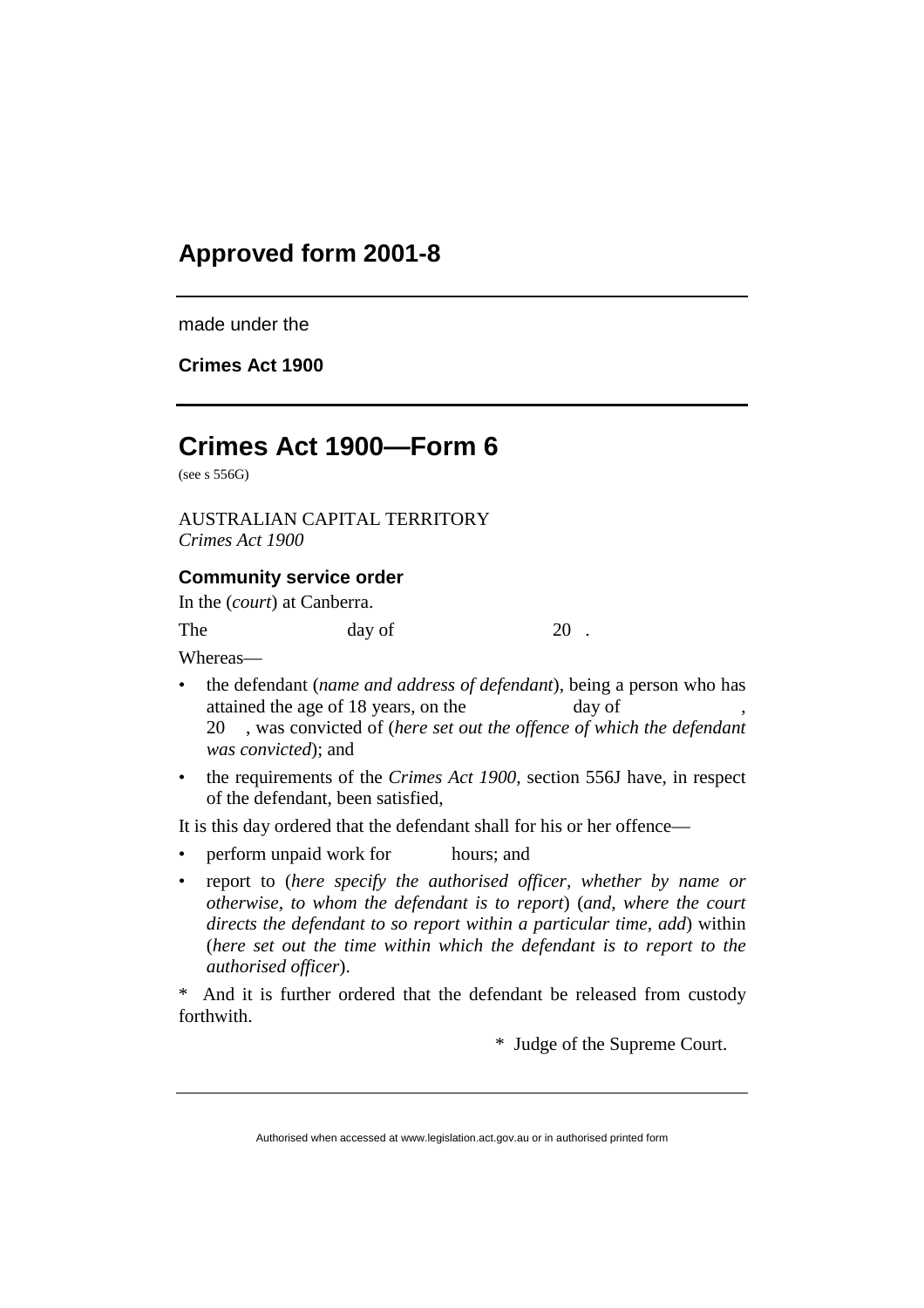# Approved form 2001-8

made under the

**Crimes Act 1900**

# Crimes Act 1900—Form 6

(see s 556G)

AUSTRALIAN CAPITAL TERRITORY
*Crimes Act 1900*

### Community service order

In the (*court*) at Canberra.

The day of 20 .

Whereas—

- the defendant (*name and address of defendant*), being a person who has attained the age of 18 years, on the day of , 20 , was convicted of (*here set out the offence of which the defendant was convicted*); and
- the requirements of the *Crimes Act 1900*, section 556J have, in respect of the defendant, been satisfied,

It is this day ordered that the defendant shall for his or her offence—

- perform unpaid work for hours; and
- report to (*here specify the authorised officer, whether by name or otherwise, to whom the defendant is to report*) (*and, where the court directs the defendant to so report within a particular time, add*) within (*here set out the time within which the defendant is to report to the authorised officer*).

* And it is further ordered that the defendant be released from custody forthwith.

\* Judge of the Supreme Court.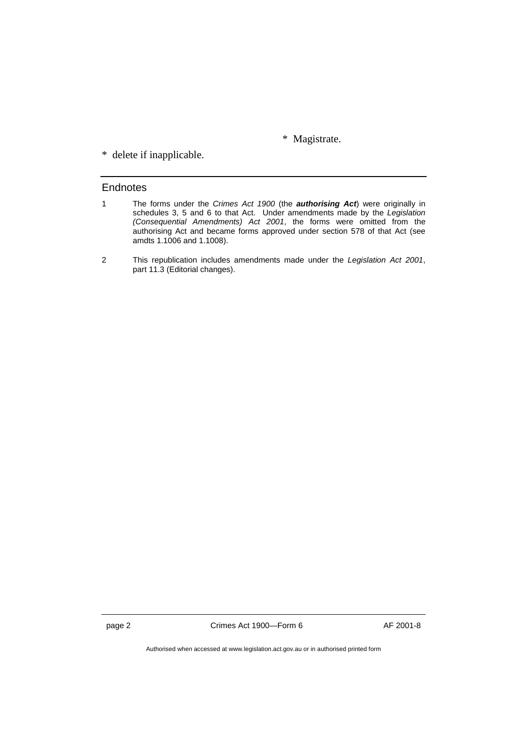\* Magistrate.

\* delete if inapplicable.

## Endnotes

1 The forms under the *Crimes Act 1900* (the ***authorising Act***) were originally in schedules 3, 5 and 6 to that Act. Under amendments made by the *Legislation (Consequential Amendments) Act 2001*, the forms were omitted from the authorising Act and became forms approved under section 578 of that Act (see amdts 1.1006 and 1.1008).

2 This republication includes amendments made under the *Legislation Act 2001*, part 11.3 (Editorial changes).